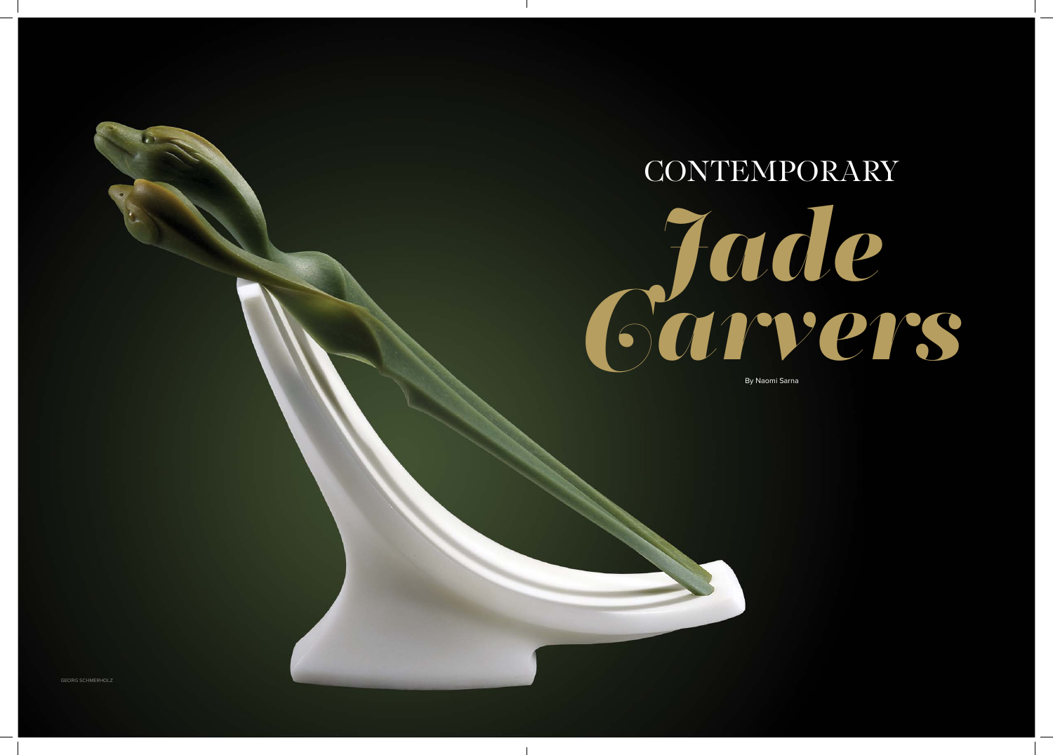# CONTEMPORARY *Jade Carvers*

By Naomi Sarna

GEORG SCHMERHOLZ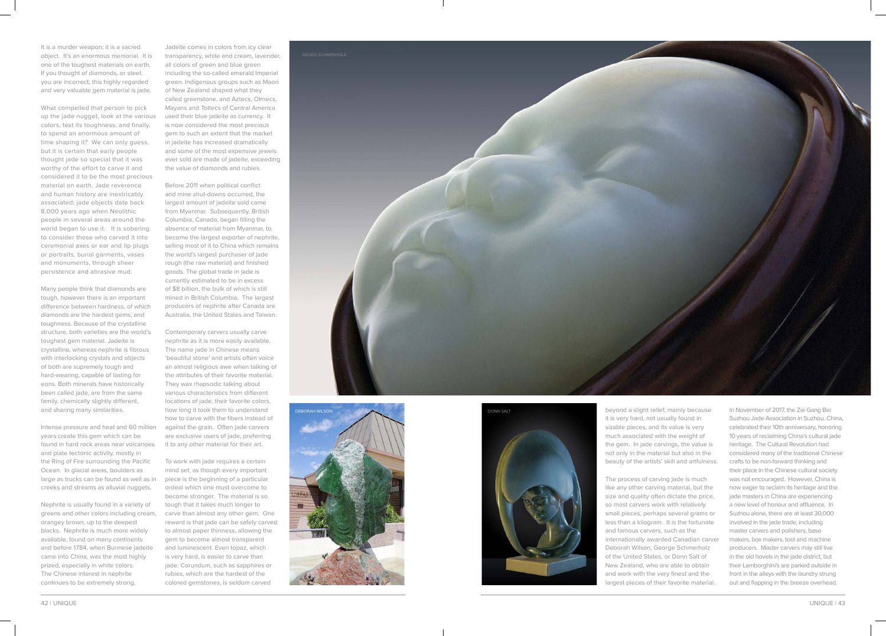It is a murder weapon; it is a sacred object. It's an enormous memorial. It is one of the toughest materials on earth. If you thought of diamonds, or steel, you are incorrect; this highly regarded and very valuable gem material is jade.

What compelled that person to pick up the jade nugget, look at the various colors, test its toughness, and finally, to spend an enormous amount of time shaping it? We can only guess, but it is certain that early people thought jade so special that it was worthy of the effort to carve it and considered it to be the most precious material on earth. Jade reverence and human history are inextricably associated; jade objects date back 8,000 years ago when Neolithic people in several areas around the world began to use it. It is sobering to consider those who carved it into ceremonial axes or ear and lip plugs or portraits, burial garments, vases and monuments, through sheer persistence and abrasive mud.

Many people think that diamonds are tough, however there is an important difference between hardness, of which diamonds are the hardest gems, and toughness. Because of the crystalline structure, both varieties are the world's toughest gem material. Jadeite is crystalline, whereas nephrite is fibrous with interlocking crystals and objects of both are supremely tough and hard-wearing, capable of lasting for eons. Both minerals have historically been called jade, are from the same family, chemically slightly different, and sharing many similarities.

Intense pressure and heat and 60 million years create this gem which can be found in hard rock areas near volcanoes and plate tectonic activity, mostly in the Ring of Fire surrounding the Pacific Ocean. In glacial areas, boulders as large as trucks can be found as well as in creeks and streams as alluvial nuggets.

Nephrite is usually found in a variety of greens and other colors including cream, orangey brown, up to the deepest blacks. Nephrite is much more widely available, found on many continents and before 1784, when Burmese jadeite came into China, was the most highly prized, especially in white colors. The Chinese interest in nephrite continues to be extremely strong.

Jadeite comes in colors from icy clear transparency, white and cream, lavender, all colors of green and blue green including the so-called emerald Imperial green. Indigenous groups such as Maori of New Zealand shaped what they called greenstone, and Aztecs, Olmecs, Mayans and Toltecs of Central America used their blue jadeite as currency. It is now considered the most precious gem to such an extent that the market in jadeite has increased dramatically and some of the most expensive jewels ever sold are made of jadeite, exceeding the value of diamonds and rubies.

Before 2011 when political conflict and mine shut-downs occurred, the largest amount of jadeite sold came from Myanmar. Subsequently, British Columbia, Canada, began filling the absence of material from Myanmar, to become the largest exporter of nephrite, selling most of it to China which remains the world's largest purchaser of jade rough (the raw material) and finished goods. The global trade in jade is currently estimated to be in excess of $8 billion, the bulk of which is still mined in British Columbia. The largest producers of nephrite after Canada are Australia, the United States and Taiwan.

Contemporary carvers usually carve nephrite as it is more easily available. The name jade in Chinese means 'beautiful stone' and artists often voice an almost religious awe when talking of the attributes of their favorite material. They wax rhapsodic talking about various characteristics from different locations of jade, their favorite colors, how long it took them to understand how to carve with the fibers instead of against the grain. Often jade carvers are exclusive users of jade, preferring it to any other material for their art.

To work with jade requires a certain mind set, as though every important piece is the beginning of a particular ordeal which one must overcome to become stronger. The material is so tough that it takes much longer to carve than almost any other gem. One reward is that jade can be safely carved to almost paper thinness, allowing the gem to become almost transparent and luminescent. Even topaz, which is very hard, is easier to carve than jade. Corundum, such as sapphires or rubies, which are the hardest of the colored gemstones, is seldom carved beyond a slight relief, mainly because it is very hard, not usually found in sizable pieces, and its value is very much associated with the weight of the gem. In jade carvings, the value is not only in the material but also in the beauty of the artists' skill and artfulness.

GEORG SCHMERHOLZ

DEBORAH WILSON

DONN SALT

The process of carving jade is much like any other carving material, but the size and quality often dictate the price, so most carvers work with relatively small pieces, perhaps several grams or less than a kilogram. It is the fortunate and famous carvers, such as the internationally awarded Canadian carver Deborah Wilson, George Schmerholz of the United States, or Donn Salt of New Zealand, who are able to obtain and work with the very finest and the largest pieces of their favorite material.

In November of 2017, the Zie Gang Bei Suzhou Jade Association in Suzhou. China, celebrated their 10th anniversary, honoring 10 years of reclaiming China's cultural jade heritage. The Cultural Revolution had considered many of the traditional Chinese crafts to be non-forward thinking and their place in the Chinese cultural society was not encouraged. However, China is now eager to reclaim its heritage and the jade masters in China are experiencing a new level of honour and affluence. In Suzhou alone, there are at least 30,000 involved in the jade trade, including master carvers and polishers, base makers, box makers, tool and machine producers. Master carvers may still live in the old hovels in the jade district, but their Lamborghini's are parked outside in front in the alleys with the laundry strung out and flapping in the breeze overhead.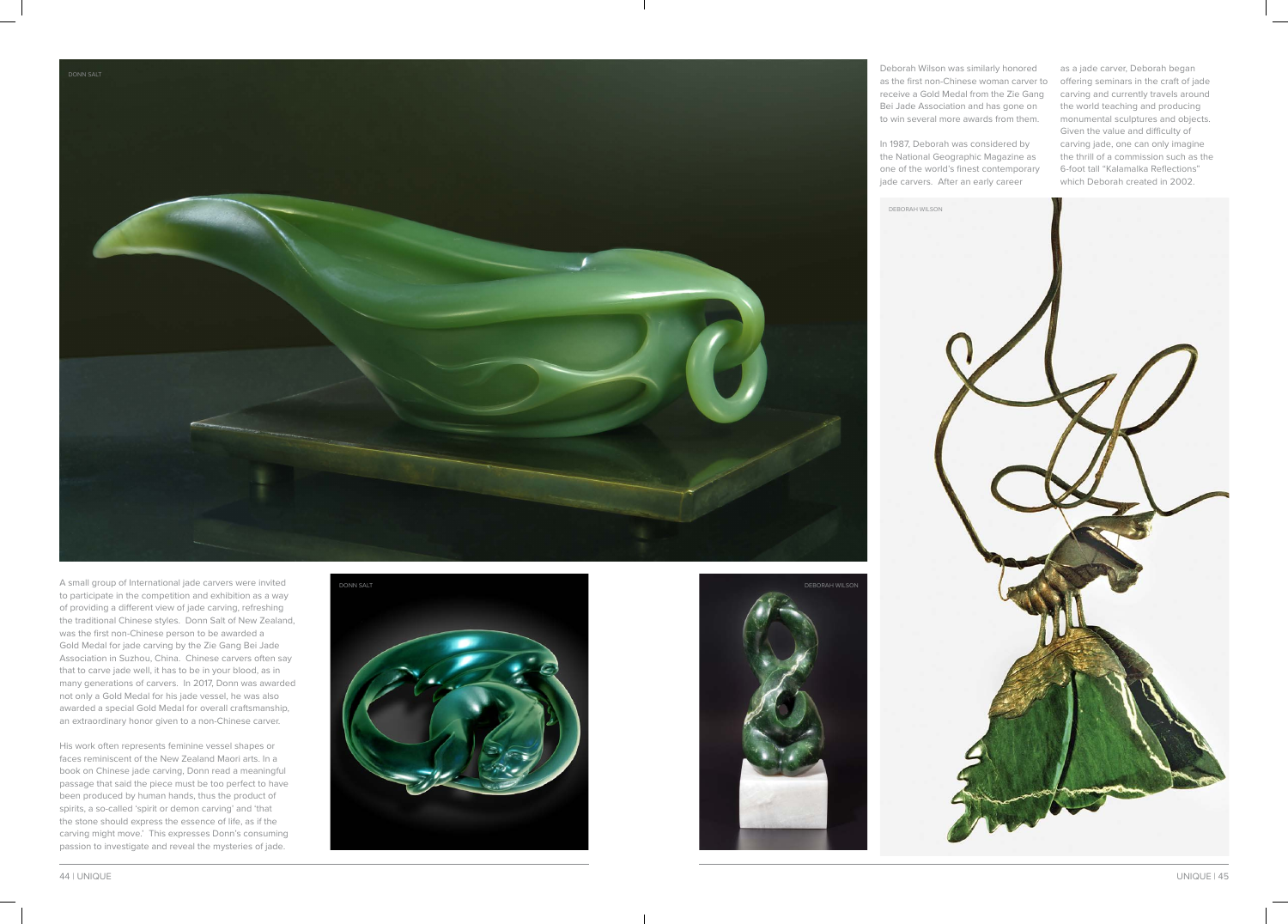DONN SALT

A small group of International jade carvers were invited to participate in the competition and exhibition as a way of providing a different view of jade carving, refreshing the traditional Chinese styles. Donn Salt of New Zealand, was the first non-Chinese person to be awarded a Gold Medal for jade carving by the Zie Gang Bei Jade Association in Suzhou, China. Chinese carvers often say that to carve jade well, it has to be in your blood, as in many generations of carvers. In 2017, Donn was awarded not only a Gold Medal for his jade vessel, he was also awarded a special Gold Medal for overall craftsmanship, an extraordinary honor given to a non-Chinese carver.

His work often represents feminine vessel shapes or faces reminiscent of the New Zealand Maori arts. In a book on Chinese jade carving, Donn read a meaningful passage that said the piece must be too perfect to have been produced by human hands, thus the product of spirits, a so-called 'spirit or demon carving' and 'that the stone should express the essence of life, as if the carving might move.' This expresses Donn's consuming passion to investigate and reveal the mysteries of jade.

DONN SALT

DEBORAH WILSON

Deborah Wilson was similarly honored as the first non-Chinese woman carver to receive a Gold Medal from the Zie Gang Bei Jade Association and has gone on to win several more awards from them.

In 1987, Deborah was considered by the National Geographic Magazine as one of the world's finest contemporary jade carvers. After an early career as a jade carver, Deborah began offering seminars in the craft of jade carving and currently travels around the world teaching and producing monumental sculptures and objects. Given the value and difficulty of carving jade, one can only imagine the thrill of a commission such as the 6-foot tall "Kalamalka Reflections" which Deborah created in 2002.

DEBORAH WILSON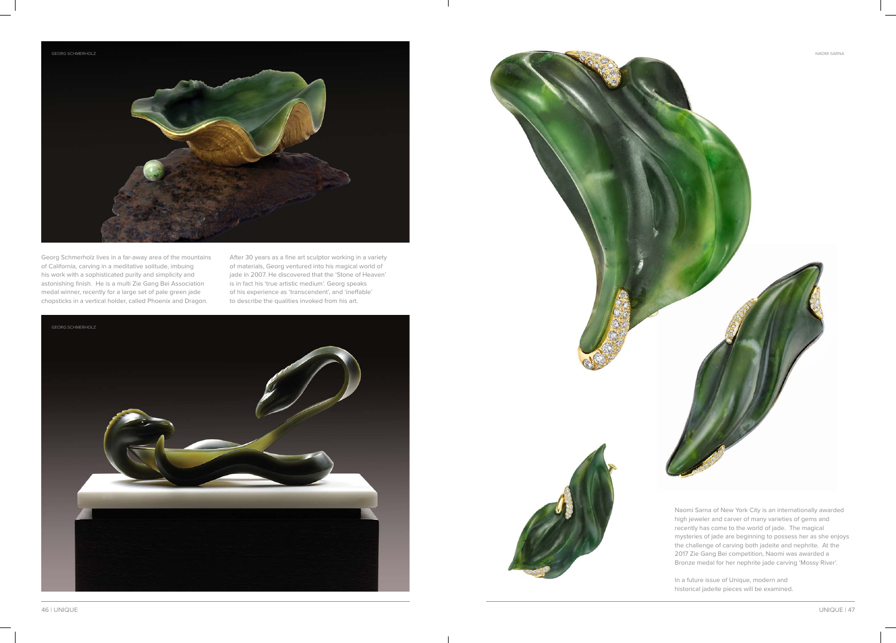GEORG SCHMERHOLZ

Georg Schmerholz lives in a far-away area of the mountains of California, carving in a meditative solitude, imbuing his work with a sophisticated purity and simplicity and astonishing finish. He is a multi Zie Gang Bei Association medal winner, recently for a large set of pale green jade chopsticks in a vertical holder, called Phoenix and Dragon.

After 30 years as a fine art sculptor working in a variety of materials, Georg ventured into his magical world of jade in 2007. He discovered that the 'Stone of Heaven' is in fact his 'true artistic medium'. Georg speaks of his experience as 'transcendent', and 'ineffable' to describe the qualities invoked from his art.

GEORG SCHMERHOLZ

NAOMI SARNA

Naomi Sarna of New York City is an internationally awarded high jeweler and carver of many varieties of gems and recently has come to the world of jade. The magical mysteries of jade are beginning to possess her as she enjoys the challenge of carving both jadeite and nephrite. At the 2017 Zie Gang Bei competition, Naomi was awarded a Bronze medal for her nephrite jade carving 'Mossy River'.

In a future issue of Unique, modern and historical jadeite pieces will be examined.